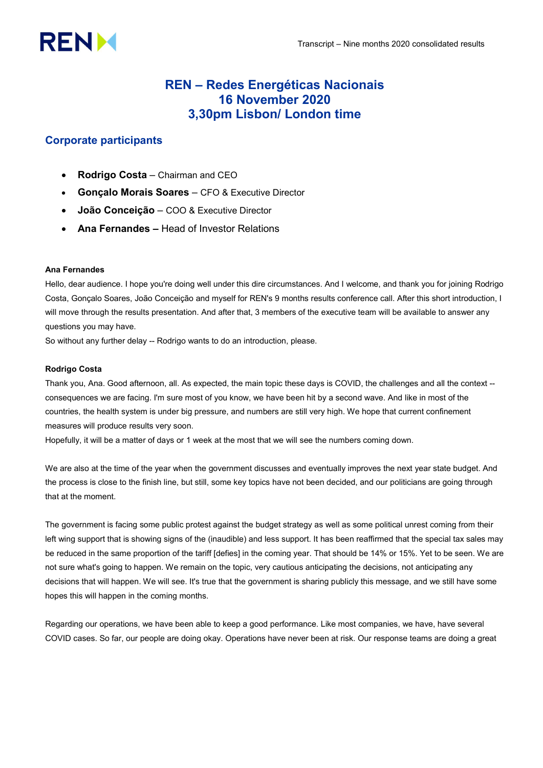# REN – Redes Energéticas Nacionais
# 16 November 2020
# 3,30pm Lisbon/ London time

## Corporate participants

- **Rodrigo Costa** – Chairman and CEO
- **Gonçalo Morais Soares** – CFO & Executive Director
- **João Conceição** – COO & Executive Director
- **Ana Fernandes –** Head of Investor Relations

**Ana Fernandes**

Hello, dear audience. I hope you're doing well under this dire circumstances. And I welcome, and thank you for joining Rodrigo Costa, Gonçalo Soares, João Conceição and myself for REN's 9 months results conference call. After this short introduction, I will move through the results presentation. And after that, 3 members of the executive team will be available to answer any questions you may have.

So without any further delay -- Rodrigo wants to do an introduction, please.

**Rodrigo Costa**

Thank you, Ana. Good afternoon, all. As expected, the main topic these days is COVID, the challenges and all the context -- consequences we are facing. I'm sure most of you know, we have been hit by a second wave. And like in most of the countries, the health system is under big pressure, and numbers are still very high. We hope that current confinement measures will produce results very soon.

Hopefully, it will be a matter of days or 1 week at the most that we will see the numbers coming down.

We are also at the time of the year when the government discusses and eventually improves the next year state budget. And the process is close to the finish line, but still, some key topics have not been decided, and our politicians are going through that at the moment.

The government is facing some public protest against the budget strategy as well as some political unrest coming from their left wing support that is showing signs of the (inaudible) and less support. It has been reaffirmed that the special tax sales may be reduced in the same proportion of the tariff [defies] in the coming year. That should be 14% or 15%. Yet to be seen. We are not sure what's going to happen. We remain on the topic, very cautious anticipating the decisions, not anticipating any decisions that will happen. We will see. It's true that the government is sharing publicly this message, and we still have some hopes this will happen in the coming months.

Regarding our operations, we have been able to keep a good performance. Like most companies, we have, have several COVID cases. So far, our people are doing okay. Operations have never been at risk. Our response teams are doing a great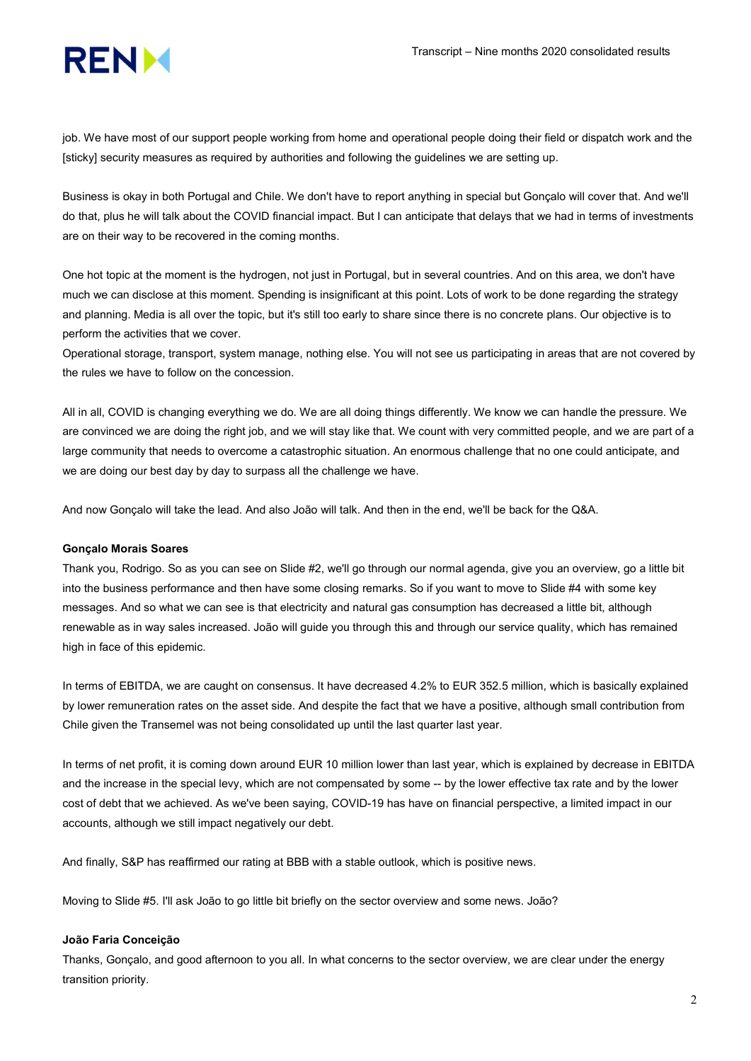job. We have most of our support people working from home and operational people doing their field or dispatch work and the [sticky] security measures as required by authorities and following the guidelines we are setting up.

Business is okay in both Portugal and Chile. We don't have to report anything in special but Gonçalo will cover that. And we'll do that, plus he will talk about the COVID financial impact. But I can anticipate that delays that we had in terms of investments are on their way to be recovered in the coming months.

One hot topic at the moment is the hydrogen, not just in Portugal, but in several countries. And on this area, we don't have much we can disclose at this moment. Spending is insignificant at this point. Lots of work to be done regarding the strategy and planning. Media is all over the topic, but it's still too early to share since there is no concrete plans. Our objective is to perform the activities that we cover.
Operational storage, transport, system manage, nothing else. You will not see us participating in areas that are not covered by the rules we have to follow on the concession.

All in all, COVID is changing everything we do. We are all doing things differently. We know we can handle the pressure. We are convinced we are doing the right job, and we will stay like that. We count with very committed people, and we are part of a large community that needs to overcome a catastrophic situation. An enormous challenge that no one could anticipate, and we are doing our best day by day to surpass all the challenge we have.

And now Gonçalo will take the lead. And also João will talk. And then in the end, we'll be back for the Q&A.

**Gonçalo Morais Soares**
Thank you, Rodrigo. So as you can see on Slide #2, we'll go through our normal agenda, give you an overview, go a little bit into the business performance and then have some closing remarks. So if you want to move to Slide #4 with some key messages. And so what we can see is that electricity and natural gas consumption has decreased a little bit, although renewable as in way sales increased. João will guide you through this and through our service quality, which has remained high in face of this epidemic.

In terms of EBITDA, we are caught on consensus. It have decreased 4.2% to EUR 352.5 million, which is basically explained by lower remuneration rates on the asset side. And despite the fact that we have a positive, although small contribution from Chile given the Transemel was not being consolidated up until the last quarter last year.

In terms of net profit, it is coming down around EUR 10 million lower than last year, which is explained by decrease in EBITDA and the increase in the special levy, which are not compensated by some -- by the lower effective tax rate and by the lower cost of debt that we achieved. As we've been saying, COVID-19 has have on financial perspective, a limited impact in our accounts, although we still impact negatively our debt.

And finally, S&P has reaffirmed our rating at BBB with a stable outlook, which is positive news.

Moving to Slide #5. I'll ask João to go little bit briefly on the sector overview and some news. João?

**João Faria Conceição**
Thanks, Gonçalo, and good afternoon to you all. In what concerns to the sector overview, we are clear under the energy transition priority.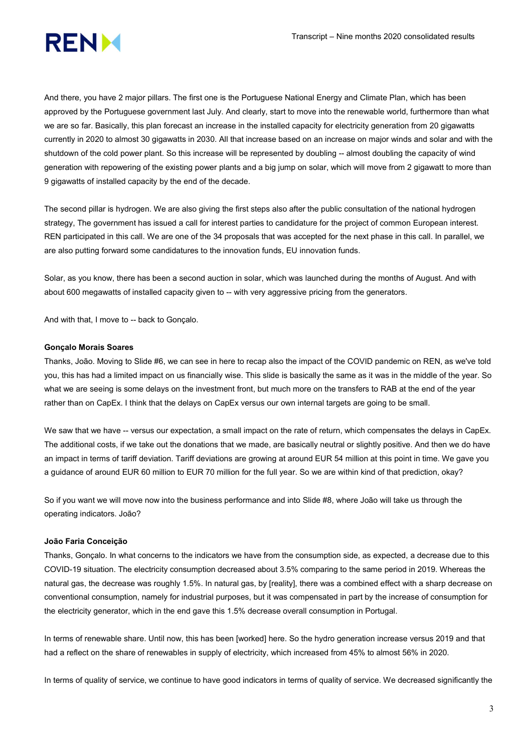And there, you have 2 major pillars. The first one is the Portuguese National Energy and Climate Plan, which has been approved by the Portuguese government last July. And clearly, start to move into the renewable world, furthermore than what we are so far. Basically, this plan forecast an increase in the installed capacity for electricity generation from 20 gigawatts currently in 2020 to almost 30 gigawatts in 2030. All that increase based on an increase on major winds and solar and with the shutdown of the cold power plant. So this increase will be represented by doubling -- almost doubling the capacity of wind generation with repowering of the existing power plants and a big jump on solar, which will move from 2 gigawatt to more than 9 gigawatts of installed capacity by the end of the decade.

The second pillar is hydrogen. We are also giving the first steps also after the public consultation of the national hydrogen strategy, The government has issued a call for interest parties to candidature for the project of common European interest. REN participated in this call. We are one of the 34 proposals that was accepted for the next phase in this call. In parallel, we are also putting forward some candidatures to the innovation funds, EU innovation funds.

Solar, as you know, there has been a second auction in solar, which was launched during the months of August. And with about 600 megawatts of installed capacity given to -- with very aggressive pricing from the generators.

And with that, I move to -- back to Gonçalo.

**Gonçalo Morais Soares**

Thanks, João. Moving to Slide #6, we can see in here to recap also the impact of the COVID pandemic on REN, as we've told you, this has had a limited impact on us financially wise. This slide is basically the same as it was in the middle of the year. So what we are seeing is some delays on the investment front, but much more on the transfers to RAB at the end of the year rather than on CapEx. I think that the delays on CapEx versus our own internal targets are going to be small.

We saw that we have -- versus our expectation, a small impact on the rate of return, which compensates the delays in CapEx. The additional costs, if we take out the donations that we made, are basically neutral or slightly positive. And then we do have an impact in terms of tariff deviation. Tariff deviations are growing at around EUR 54 million at this point in time. We gave you a guidance of around EUR 60 million to EUR 70 million for the full year. So we are within kind of that prediction, okay?

So if you want we will move now into the business performance and into Slide #8, where João will take us through the operating indicators. João?

**João Faria Conceição**

Thanks, Gonçalo. In what concerns to the indicators we have from the consumption side, as expected, a decrease due to this COVID-19 situation. The electricity consumption decreased about 3.5% comparing to the same period in 2019. Whereas the natural gas, the decrease was roughly 1.5%. In natural gas, by [reality], there was a combined effect with a sharp decrease on conventional consumption, namely for industrial purposes, but it was compensated in part by the increase of consumption for the electricity generator, which in the end gave this 1.5% decrease overall consumption in Portugal.

In terms of renewable share. Until now, this has been [worked] here. So the hydro generation increase versus 2019 and that had a reflect on the share of renewables in supply of electricity, which increased from 45% to almost 56% in 2020.

In terms of quality of service, we continue to have good indicators in terms of quality of service. We decreased significantly the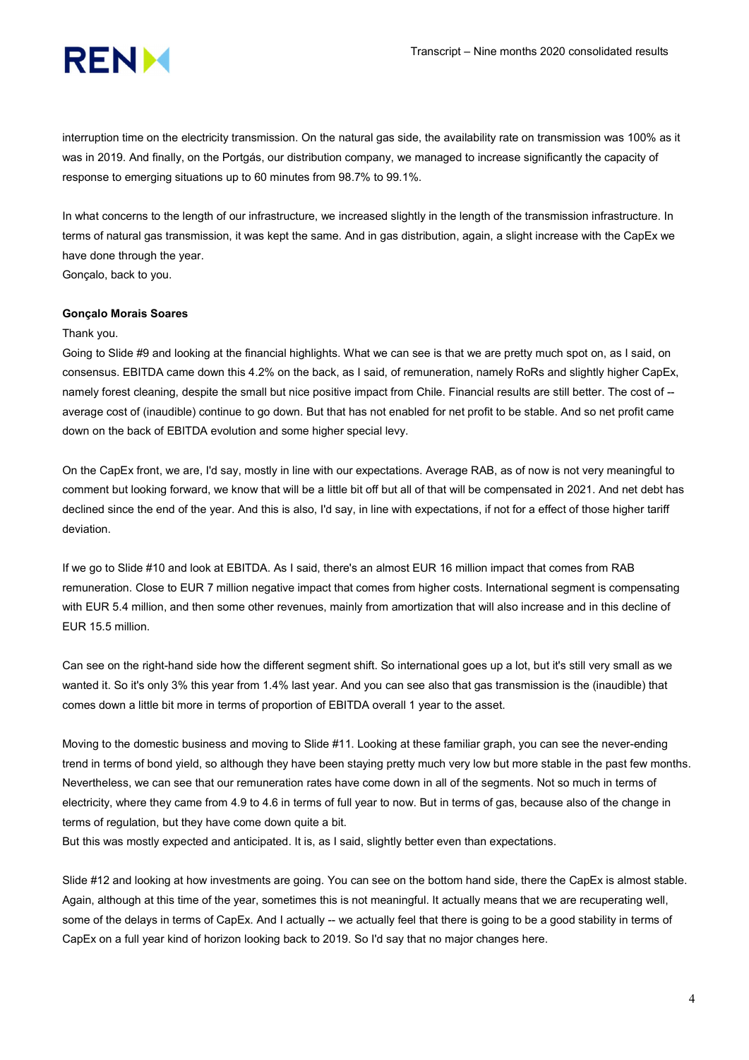interruption time on the electricity transmission. On the natural gas side, the availability rate on transmission was 100% as it was in 2019. And finally, on the Portgás, our distribution company, we managed to increase significantly the capacity of response to emerging situations up to 60 minutes from 98.7% to 99.1%.

In what concerns to the length of our infrastructure, we increased slightly in the length of the transmission infrastructure. In terms of natural gas transmission, it was kept the same. And in gas distribution, again, a slight increase with the CapEx we have done through the year.
Gonçalo, back to you.

**Gonçalo Morais Soares**

Thank you.
Going to Slide #9 and looking at the financial highlights. What we can see is that we are pretty much spot on, as I said, on consensus. EBITDA came down this 4.2% on the back, as I said, of remuneration, namely RoRs and slightly higher CapEx, namely forest cleaning, despite the small but nice positive impact from Chile. Financial results are still better. The cost of -- average cost of (inaudible) continue to go down. But that has not enabled for net profit to be stable. And so net profit came down on the back of EBITDA evolution and some higher special levy.

On the CapEx front, we are, I'd say, mostly in line with our expectations. Average RAB, as of now is not very meaningful to comment but looking forward, we know that will be a little bit off but all of that will be compensated in 2021. And net debt has declined since the end of the year. And this is also, I'd say, in line with expectations, if not for a effect of those higher tariff deviation.

If we go to Slide #10 and look at EBITDA. As I said, there's an almost EUR 16 million impact that comes from RAB remuneration. Close to EUR 7 million negative impact that comes from higher costs. International segment is compensating with EUR 5.4 million, and then some other revenues, mainly from amortization that will also increase and in this decline of EUR 15.5 million.

Can see on the right-hand side how the different segment shift. So international goes up a lot, but it's still very small as we wanted it. So it's only 3% this year from 1.4% last year. And you can see also that gas transmission is the (inaudible) that comes down a little bit more in terms of proportion of EBITDA overall 1 year to the asset.

Moving to the domestic business and moving to Slide #11. Looking at these familiar graph, you can see the never-ending trend in terms of bond yield, so although they have been staying pretty much very low but more stable in the past few months. Nevertheless, we can see that our remuneration rates have come down in all of the segments. Not so much in terms of electricity, where they came from 4.9 to 4.6 in terms of full year to now. But in terms of gas, because also of the change in terms of regulation, but they have come down quite a bit.
But this was mostly expected and anticipated. It is, as I said, slightly better even than expectations.

Slide #12 and looking at how investments are going. You can see on the bottom hand side, there the CapEx is almost stable. Again, although at this time of the year, sometimes this is not meaningful. It actually means that we are recuperating well, some of the delays in terms of CapEx. And I actually -- we actually feel that there is going to be a good stability in terms of CapEx on a full year kind of horizon looking back to 2019. So I'd say that no major changes here.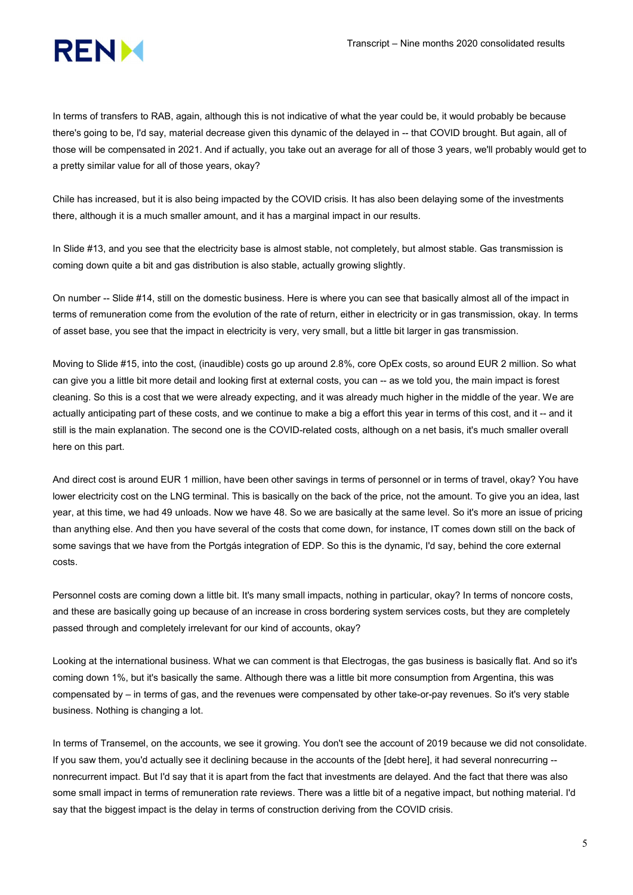In terms of transfers to RAB, again, although this is not indicative of what the year could be, it would probably be because there's going to be, I'd say, material decrease given this dynamic of the delayed in -- that COVID brought. But again, all of those will be compensated in 2021. And if actually, you take out an average for all of those 3 years, we'll probably would get to a pretty similar value for all of those years, okay?

Chile has increased, but it is also being impacted by the COVID crisis. It has also been delaying some of the investments there, although it is a much smaller amount, and it has a marginal impact in our results.

In Slide #13, and you see that the electricity base is almost stable, not completely, but almost stable. Gas transmission is coming down quite a bit and gas distribution is also stable, actually growing slightly.

On number -- Slide #14, still on the domestic business. Here is where you can see that basically almost all of the impact in terms of remuneration come from the evolution of the rate of return, either in electricity or in gas transmission, okay. In terms of asset base, you see that the impact in electricity is very, very small, but a little bit larger in gas transmission.

Moving to Slide #15, into the cost, (inaudible) costs go up around 2.8%, core OpEx costs, so around EUR 2 million. So what can give you a little bit more detail and looking first at external costs, you can -- as we told you, the main impact is forest cleaning. So this is a cost that we were already expecting, and it was already much higher in the middle of the year. We are actually anticipating part of these costs, and we continue to make a big a effort this year in terms of this cost, and it -- and it still is the main explanation. The second one is the COVID-related costs, although on a net basis, it's much smaller overall here on this part.

And direct cost is around EUR 1 million, have been other savings in terms of personnel or in terms of travel, okay? You have lower electricity cost on the LNG terminal. This is basically on the back of the price, not the amount. To give you an idea, last year, at this time, we had 49 unloads. Now we have 48. So we are basically at the same level. So it's more an issue of pricing than anything else. And then you have several of the costs that come down, for instance, IT comes down still on the back of some savings that we have from the Portgás integration of EDP. So this is the dynamic, I'd say, behind the core external costs.

Personnel costs are coming down a little bit. It's many small impacts, nothing in particular, okay? In terms of noncore costs, and these are basically going up because of an increase in cross bordering system services costs, but they are completely passed through and completely irrelevant for our kind of accounts, okay?

Looking at the international business. What we can comment is that Electrogas, the gas business is basically flat. And so it's coming down 1%, but it's basically the same. Although there was a little bit more consumption from Argentina, this was compensated by – in terms of gas, and the revenues were compensated by other take-or-pay revenues. So it's very stable business. Nothing is changing a lot.

In terms of Transemel, on the accounts, we see it growing. You don't see the account of 2019 because we did not consolidate. If you saw them, you'd actually see it declining because in the accounts of the [debt here], it had several nonrecurring -- nonrecurrent impact. But I'd say that it is apart from the fact that investments are delayed. And the fact that there was also some small impact in terms of remuneration rate reviews. There was a little bit of a negative impact, but nothing material. I'd say that the biggest impact is the delay in terms of construction deriving from the COVID crisis.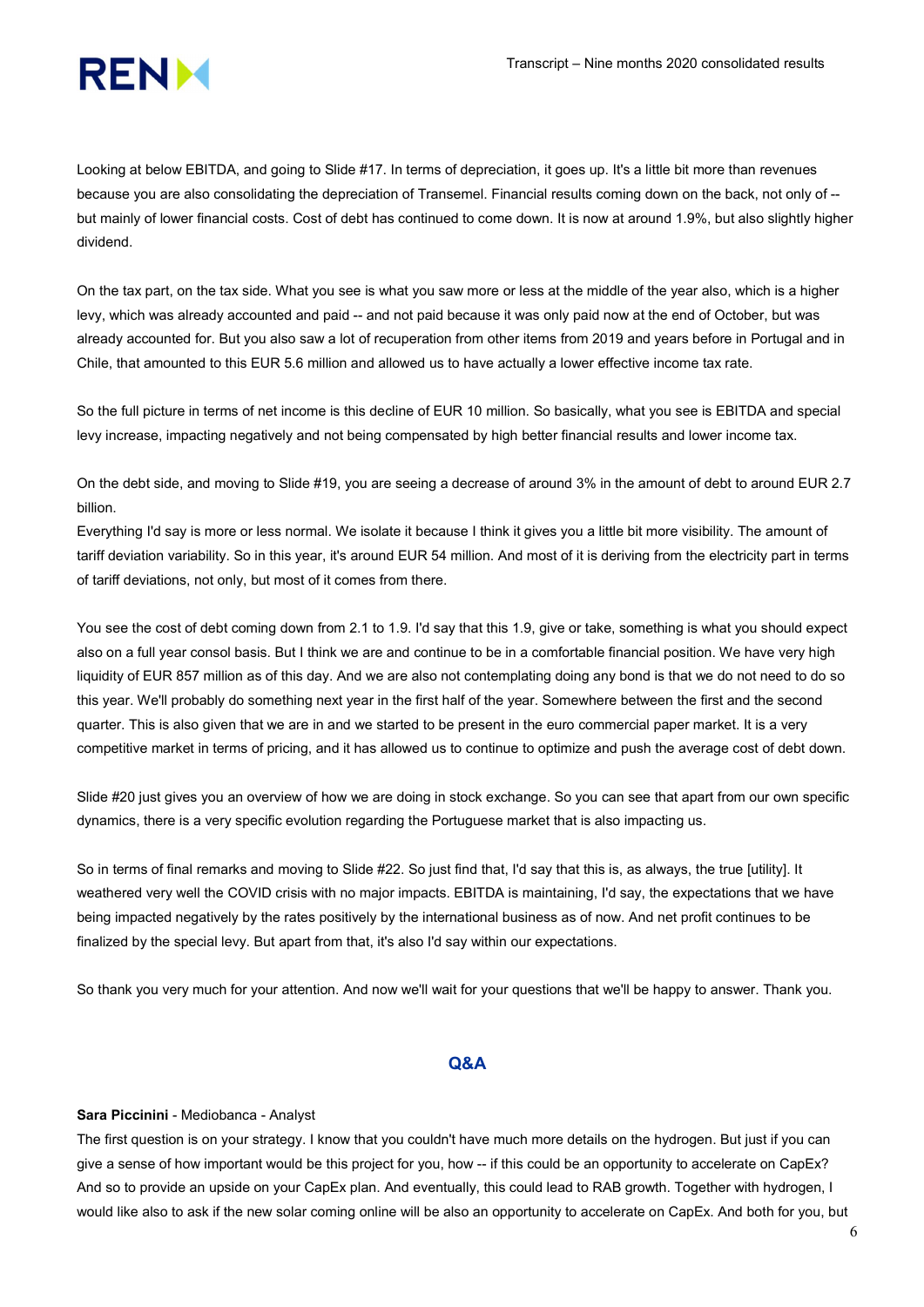Looking at below EBITDA, and going to Slide #17. In terms of depreciation, it goes up. It's a little bit more than revenues because you are also consolidating the depreciation of Transemel. Financial results coming down on the back, not only of -- but mainly of lower financial costs. Cost of debt has continued to come down. It is now at around 1.9%, but also slightly higher dividend.

On the tax part, on the tax side. What you see is what you saw more or less at the middle of the year also, which is a higher levy, which was already accounted and paid -- and not paid because it was only paid now at the end of October, but was already accounted for. But you also saw a lot of recuperation from other items from 2019 and years before in Portugal and in Chile, that amounted to this EUR 5.6 million and allowed us to have actually a lower effective income tax rate.

So the full picture in terms of net income is this decline of EUR 10 million. So basically, what you see is EBITDA and special levy increase, impacting negatively and not being compensated by high better financial results and lower income tax.

On the debt side, and moving to Slide #19, you are seeing a decrease of around 3% in the amount of debt to around EUR 2.7 billion.
Everything I'd say is more or less normal. We isolate it because I think it gives you a little bit more visibility. The amount of tariff deviation variability. So in this year, it's around EUR 54 million. And most of it is deriving from the electricity part in terms of tariff deviations, not only, but most of it comes from there.

You see the cost of debt coming down from 2.1 to 1.9. I'd say that this 1.9, give or take, something is what you should expect also on a full year consol basis. But I think we are and continue to be in a comfortable financial position. We have very high liquidity of EUR 857 million as of this day. And we are also not contemplating doing any bond is that we do not need to do so this year. We'll probably do something next year in the first half of the year. Somewhere between the first and the second quarter. This is also given that we are in and we started to be present in the euro commercial paper market. It is a very competitive market in terms of pricing, and it has allowed us to continue to optimize and push the average cost of debt down.

Slide #20 just gives you an overview of how we are doing in stock exchange. So you can see that apart from our own specific dynamics, there is a very specific evolution regarding the Portuguese market that is also impacting us.

So in terms of final remarks and moving to Slide #22. So just find that, I'd say that this is, as always, the true [utility]. It weathered very well the COVID crisis with no major impacts. EBITDA is maintaining, I'd say, the expectations that we have being impacted negatively by the rates positively by the international business as of now. And net profit continues to be finalized by the special levy. But apart from that, it's also I'd say within our expectations.

So thank you very much for your attention. And now we'll wait for your questions that we'll be happy to answer. Thank you.

## Q&A

**Sara Piccinini** - Mediobanca - Analyst
The first question is on your strategy. I know that you couldn't have much more details on the hydrogen. But just if you can give a sense of how important would be this project for you, how -- if this could be an opportunity to accelerate on CapEx? And so to provide an upside on your CapEx plan. And eventually, this could lead to RAB growth. Together with hydrogen, I would like also to ask if the new solar coming online will be also an opportunity to accelerate on CapEx. And both for you, but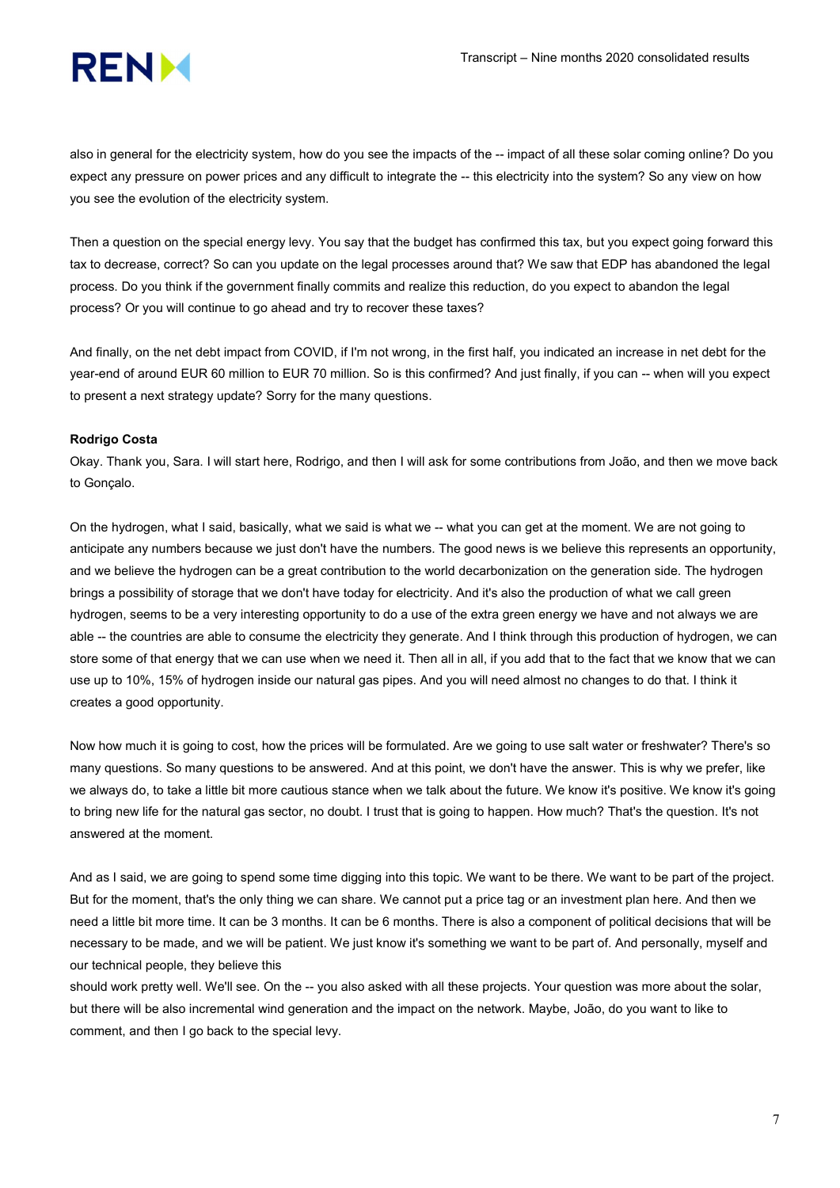also in general for the electricity system, how do you see the impacts of the -- impact of all these solar coming online? Do you expect any pressure on power prices and any difficult to integrate the -- this electricity into the system? So any view on how you see the evolution of the electricity system.

Then a question on the special energy levy. You say that the budget has confirmed this tax, but you expect going forward this tax to decrease, correct? So can you update on the legal processes around that? We saw that EDP has abandoned the legal process. Do you think if the government finally commits and realize this reduction, do you expect to abandon the legal process? Or you will continue to go ahead and try to recover these taxes?

And finally, on the net debt impact from COVID, if I'm not wrong, in the first half, you indicated an increase in net debt for the year-end of around EUR 60 million to EUR 70 million. So is this confirmed? And just finally, if you can -- when will you expect to present a next strategy update? Sorry for the many questions.

**Rodrigo Costa**

Okay. Thank you, Sara. I will start here, Rodrigo, and then I will ask for some contributions from João, and then we move back to Gonçalo.

On the hydrogen, what I said, basically, what we said is what we -- what you can get at the moment. We are not going to anticipate any numbers because we just don't have the numbers. The good news is we believe this represents an opportunity, and we believe the hydrogen can be a great contribution to the world decarbonization on the generation side. The hydrogen brings a possibility of storage that we don't have today for electricity. And it's also the production of what we call green hydrogen, seems to be a very interesting opportunity to do a use of the extra green energy we have and not always we are able -- the countries are able to consume the electricity they generate. And I think through this production of hydrogen, we can store some of that energy that we can use when we need it. Then all in all, if you add that to the fact that we know that we can use up to 10%, 15% of hydrogen inside our natural gas pipes. And you will need almost no changes to do that. I think it creates a good opportunity.

Now how much it is going to cost, how the prices will be formulated. Are we going to use salt water or freshwater? There's so many questions. So many questions to be answered. And at this point, we don't have the answer. This is why we prefer, like we always do, to take a little bit more cautious stance when we talk about the future. We know it's positive. We know it's going to bring new life for the natural gas sector, no doubt. I trust that is going to happen. How much? That's the question. It's not answered at the moment.

And as I said, we are going to spend some time digging into this topic. We want to be there. We want to be part of the project. But for the moment, that's the only thing we can share. We cannot put a price tag or an investment plan here. And then we need a little bit more time. It can be 3 months. It can be 6 months. There is also a component of political decisions that will be necessary to be made, and we will be patient. We just know it's something we want to be part of. And personally, myself and our technical people, they believe this should work pretty well. We'll see. On the -- you also asked with all these projects. Your question was more about the solar, but there will be also incremental wind generation and the impact on the network. Maybe, João, do you want to like to comment, and then I go back to the special levy.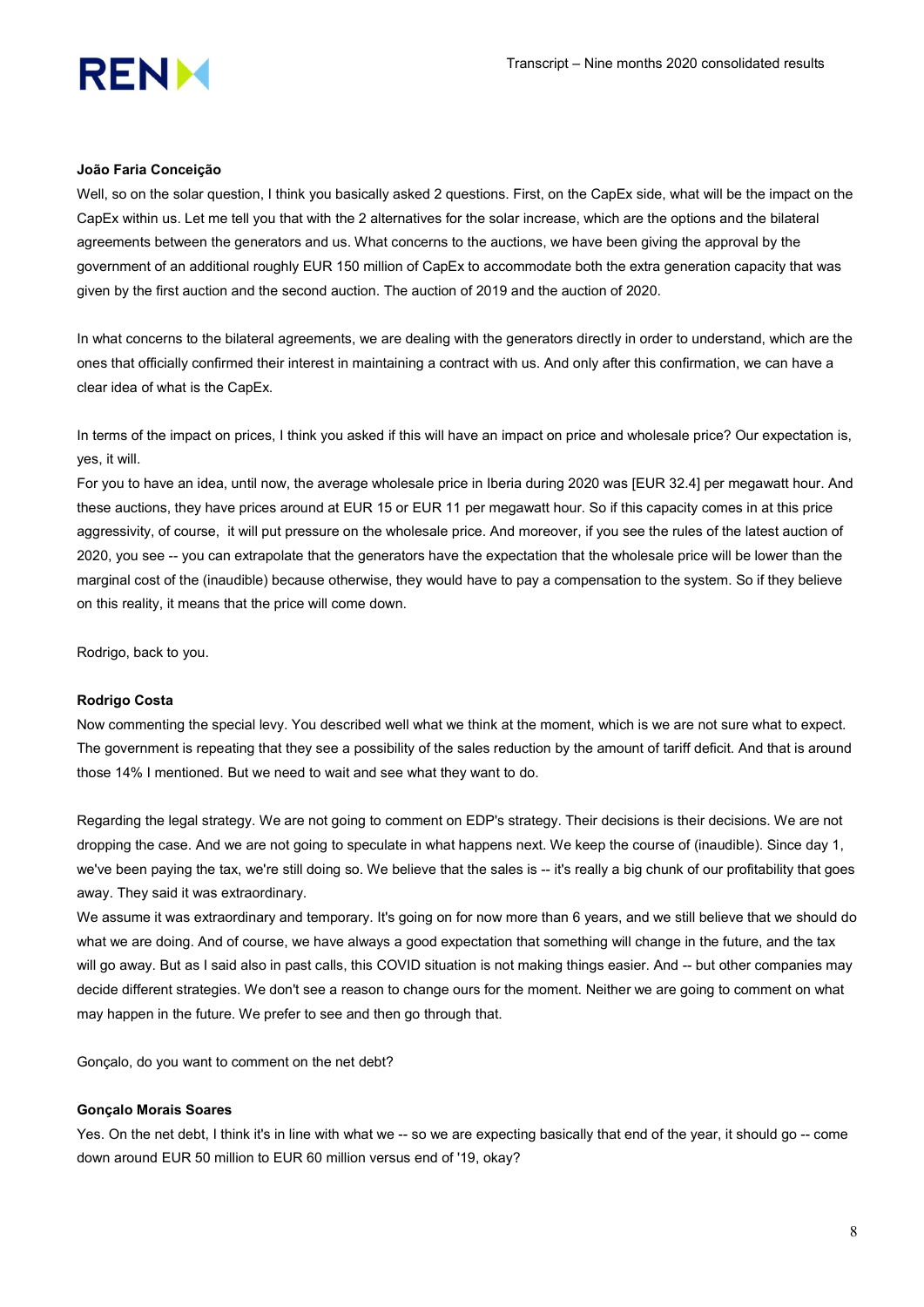**João Faria Conceição**

Well, so on the solar question, I think you basically asked 2 questions. First, on the CapEx side, what will be the impact on the CapEx within us. Let me tell you that with the 2 alternatives for the solar increase, which are the options and the bilateral agreements between the generators and us. What concerns to the auctions, we have been giving the approval by the government of an additional roughly EUR 150 million of CapEx to accommodate both the extra generation capacity that was given by the first auction and the second auction. The auction of 2019 and the auction of 2020.

In what concerns to the bilateral agreements, we are dealing with the generators directly in order to understand, which are the ones that officially confirmed their interest in maintaining a contract with us. And only after this confirmation, we can have a clear idea of what is the CapEx.

In terms of the impact on prices, I think you asked if this will have an impact on price and wholesale price? Our expectation is, yes, it will.

For you to have an idea, until now, the average wholesale price in Iberia during 2020 was [EUR 32.4] per megawatt hour. And these auctions, they have prices around at EUR 15 or EUR 11 per megawatt hour. So if this capacity comes in at this price aggressivity, of course, it will put pressure on the wholesale price. And moreover, if you see the rules of the latest auction of 2020, you see -- you can extrapolate that the generators have the expectation that the wholesale price will be lower than the marginal cost of the (inaudible) because otherwise, they would have to pay a compensation to the system. So if they believe on this reality, it means that the price will come down.

Rodrigo, back to you.

**Rodrigo Costa**

Now commenting the special levy. You described well what we think at the moment, which is we are not sure what to expect. The government is repeating that they see a possibility of the sales reduction by the amount of tariff deficit. And that is around those 14% I mentioned. But we need to wait and see what they want to do.

Regarding the legal strategy. We are not going to comment on EDP's strategy. Their decisions is their decisions. We are not dropping the case. And we are not going to speculate in what happens next. We keep the course of (inaudible). Since day 1, we've been paying the tax, we're still doing so. We believe that the sales is -- it's really a big chunk of our profitability that goes away. They said it was extraordinary.

We assume it was extraordinary and temporary. It's going on for now more than 6 years, and we still believe that we should do what we are doing. And of course, we have always a good expectation that something will change in the future, and the tax will go away. But as I said also in past calls, this COVID situation is not making things easier. And -- but other companies may decide different strategies. We don't see a reason to change ours for the moment. Neither we are going to comment on what may happen in the future. We prefer to see and then go through that.

Gonçalo, do you want to comment on the net debt?

**Gonçalo Morais Soares**

Yes. On the net debt, I think it's in line with what we -- so we are expecting basically that end of the year, it should go -- come down around EUR 50 million to EUR 60 million versus end of '19, okay?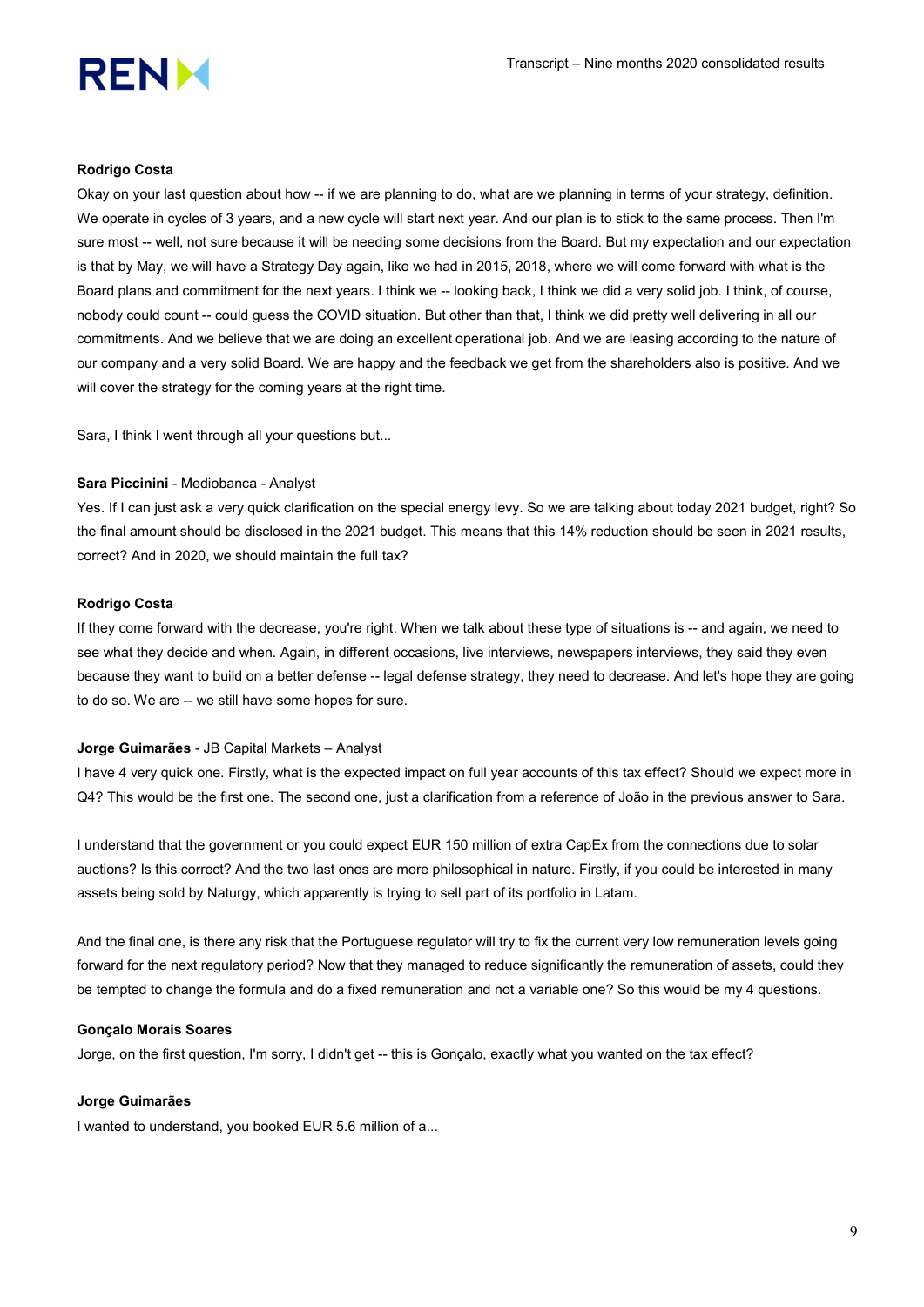**Rodrigo Costa**

Okay on your last question about how -- if we are planning to do, what are we planning in terms of your strategy, definition. We operate in cycles of 3 years, and a new cycle will start next year. And our plan is to stick to the same process. Then I'm sure most -- well, not sure because it will be needing some decisions from the Board. But my expectation and our expectation is that by May, we will have a Strategy Day again, like we had in 2015, 2018, where we will come forward with what is the Board plans and commitment for the next years. I think we -- looking back, I think we did a very solid job. I think, of course, nobody could count -- could guess the COVID situation. But other than that, I think we did pretty well delivering in all our commitments. And we believe that we are doing an excellent operational job. And we are leasing according to the nature of our company and a very solid Board. We are happy and the feedback we get from the shareholders also is positive. And we will cover the strategy for the coming years at the right time.

Sara, I think I went through all your questions but...

**Sara Piccinini** - Mediobanca - Analyst

Yes. If I can just ask a very quick clarification on the special energy levy. So we are talking about today 2021 budget, right? So the final amount should be disclosed in the 2021 budget. This means that this 14% reduction should be seen in 2021 results, correct? And in 2020, we should maintain the full tax?

**Rodrigo Costa**

If they come forward with the decrease, you're right. When we talk about these type of situations is -- and again, we need to see what they decide and when. Again, in different occasions, live interviews, newspapers interviews, they said they even because they want to build on a better defense -- legal defense strategy, they need to decrease. And let's hope they are going to do so. We are -- we still have some hopes for sure.

**Jorge Guimarães** - JB Capital Markets – Analyst

I have 4 very quick one. Firstly, what is the expected impact on full year accounts of this tax effect? Should we expect more in Q4? This would be the first one. The second one, just a clarification from a reference of João in the previous answer to Sara.

I understand that the government or you could expect EUR 150 million of extra CapEx from the connections due to solar auctions? Is this correct? And the two last ones are more philosophical in nature. Firstly, if you could be interested in many assets being sold by Naturgy, which apparently is trying to sell part of its portfolio in Latam.

And the final one, is there any risk that the Portuguese regulator will try to fix the current very low remuneration levels going forward for the next regulatory period? Now that they managed to reduce significantly the remuneration of assets, could they be tempted to change the formula and do a fixed remuneration and not a variable one? So this would be my 4 questions.

**Gonçalo Morais Soares**

Jorge, on the first question, I'm sorry, I didn't get -- this is Gonçalo, exactly what you wanted on the tax effect?

**Jorge Guimarães**

I wanted to understand, you booked EUR 5.6 million of a...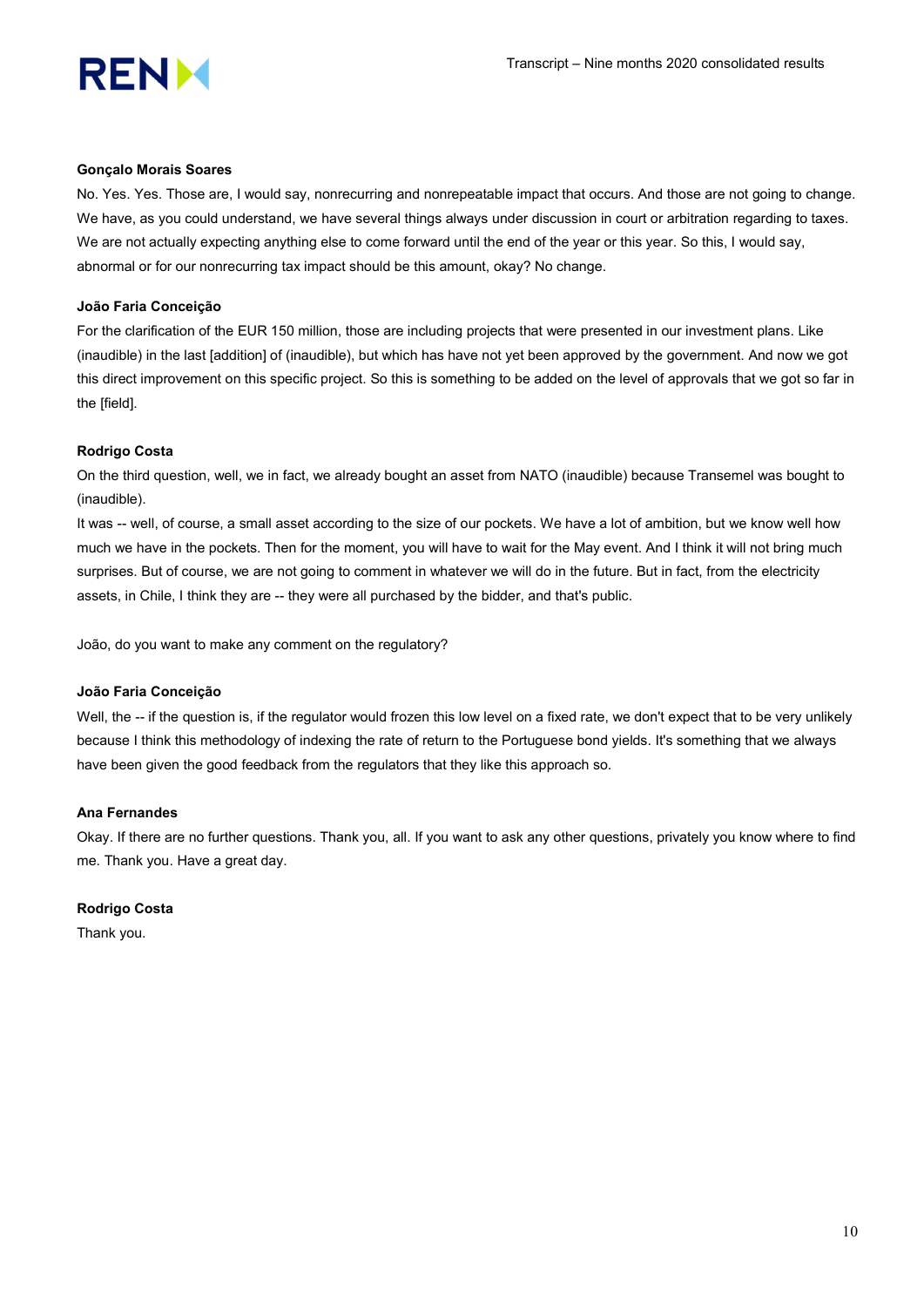**Gonçalo Morais Soares**

No. Yes. Yes. Those are, I would say, nonrecurring and nonrepeatable impact that occurs. And those are not going to change. We have, as you could understand, we have several things always under discussion in court or arbitration regarding to taxes. We are not actually expecting anything else to come forward until the end of the year or this year. So this, I would say, abnormal or for our nonrecurring tax impact should be this amount, okay? No change.

**João Faria Conceição**

For the clarification of the EUR 150 million, those are including projects that were presented in our investment plans. Like (inaudible) in the last [addition] of (inaudible), but which has have not yet been approved by the government. And now we got this direct improvement on this specific project. So this is something to be added on the level of approvals that we got so far in the [field].

**Rodrigo Costa**

On the third question, well, we in fact, we already bought an asset from NATO (inaudible) because Transemel was bought to (inaudible).

It was -- well, of course, a small asset according to the size of our pockets. We have a lot of ambition, but we know well how much we have in the pockets. Then for the moment, you will have to wait for the May event. And I think it will not bring much surprises. But of course, we are not going to comment in whatever we will do in the future. But in fact, from the electricity assets, in Chile, I think they are -- they were all purchased by the bidder, and that's public.

João, do you want to make any comment on the regulatory?

**João Faria Conceição**

Well, the -- if the question is, if the regulator would frozen this low level on a fixed rate, we don't expect that to be very unlikely because I think this methodology of indexing the rate of return to the Portuguese bond yields. It's something that we always have been given the good feedback from the regulators that they like this approach so.

**Ana Fernandes**

Okay. If there are no further questions. Thank you, all. If you want to ask any other questions, privately you know where to find me. Thank you. Have a great day.

**Rodrigo Costa**

Thank you.